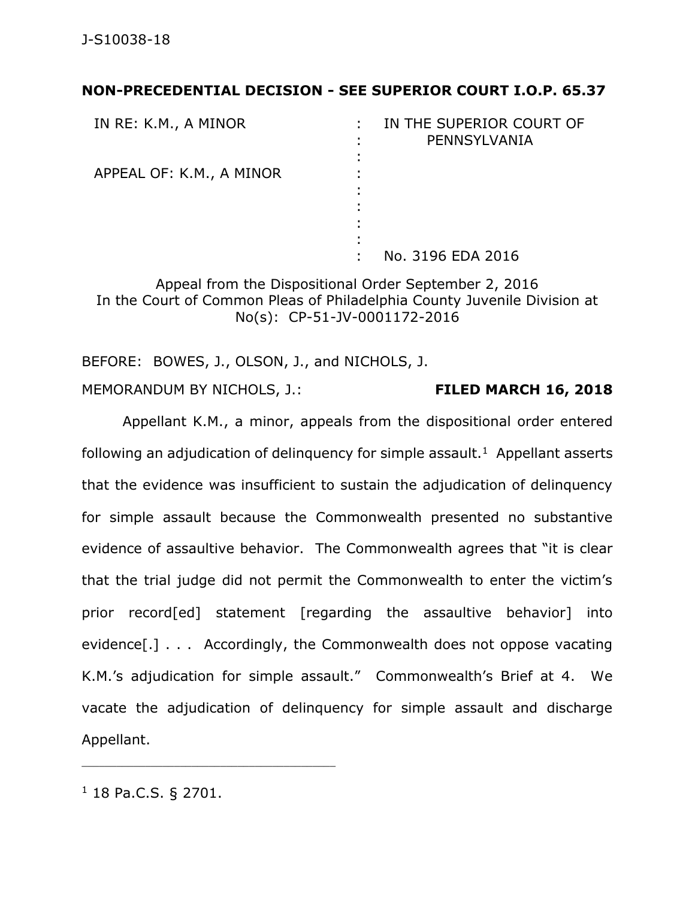J-S10038-18

**NON-PRECEDENTIAL DECISION - SEE SUPERIOR COURT I.O.P. 65.37**

| | | |
|---|---|---|
| IN RE: K.M., A MINOR | : | IN THE SUPERIOR COURT OF PENNSYLVANIA |
| APPEAL OF: K.M., A MINOR | : | |
| | : | No. 3196 EDA 2016 |

Appeal from the Dispositional Order September 2, 2016
In the Court of Common Pleas of Philadelphia County Juvenile Division at No(s): CP-51-JV-0001172-2016

BEFORE: BOWES, J., OLSON, J., and NICHOLS, J.

MEMORANDUM BY NICHOLS, J.: **FILED MARCH 16, 2018**

Appellant K.M., a minor, appeals from the dispositional order entered following an adjudication of delinquency for simple assault.[1] Appellant asserts that the evidence was insufficient to sustain the adjudication of delinquency for simple assault because the Commonwealth presented no substantive evidence of assaultive behavior. The Commonwealth agrees that "it is clear that the trial judge did not permit the Commonwealth to enter the victim's prior record[ed] statement [regarding the assaultive behavior] into evidence[.] . . . Accordingly, the Commonwealth does not oppose vacating K.M.'s adjudication for simple assault." Commonwealth's Brief at 4. We vacate the adjudication of delinquency for simple assault and discharge Appellant.

---

[1] 18 Pa.C.S. § 2701.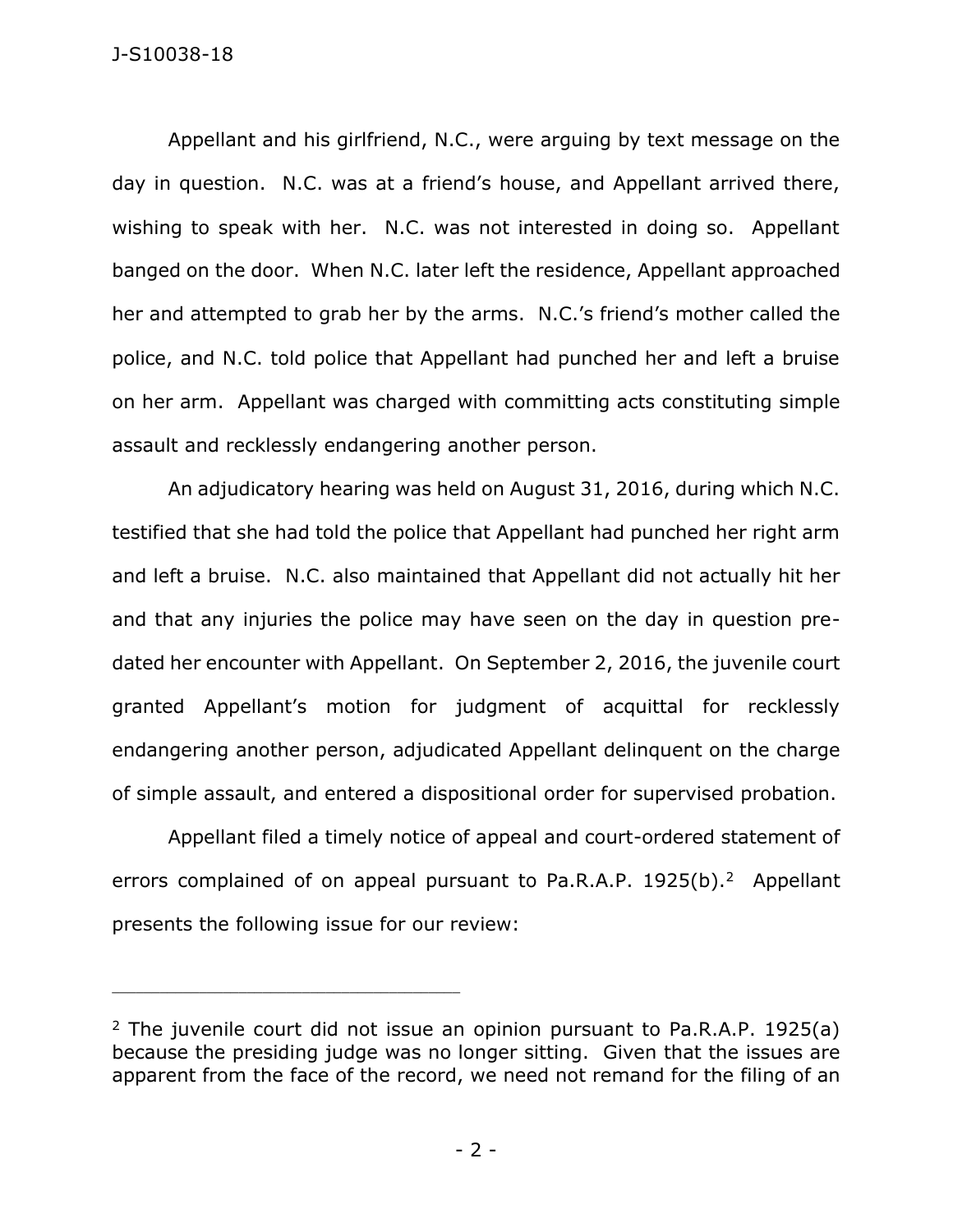Appellant and his girlfriend, N.C., were arguing by text message on the day in question. N.C. was at a friend's house, and Appellant arrived there, wishing to speak with her. N.C. was not interested in doing so. Appellant banged on the door. When N.C. later left the residence, Appellant approached her and attempted to grab her by the arms. N.C.'s friend's mother called the police, and N.C. told police that Appellant had punched her and left a bruise on her arm. Appellant was charged with committing acts constituting simple assault and recklessly endangering another person.

An adjudicatory hearing was held on August 31, 2016, during which N.C. testified that she had told the police that Appellant had punched her right arm and left a bruise. N.C. also maintained that Appellant did not actually hit her and that any injuries the police may have seen on the day in question pre-dated her encounter with Appellant. On September 2, 2016, the juvenile court granted Appellant's motion for judgment of acquittal for recklessly endangering another person, adjudicated Appellant delinquent on the charge of simple assault, and entered a dispositional order for supervised probation.

Appellant filed a timely notice of appeal and court-ordered statement of errors complained of on appeal pursuant to Pa.R.A.P. 1925(b).[2] Appellant presents the following issue for our review:

---

[2] The juvenile court did not issue an opinion pursuant to Pa.R.A.P. 1925(a) because the presiding judge was no longer sitting. Given that the issues are apparent from the face of the record, we need not remand for the filing of an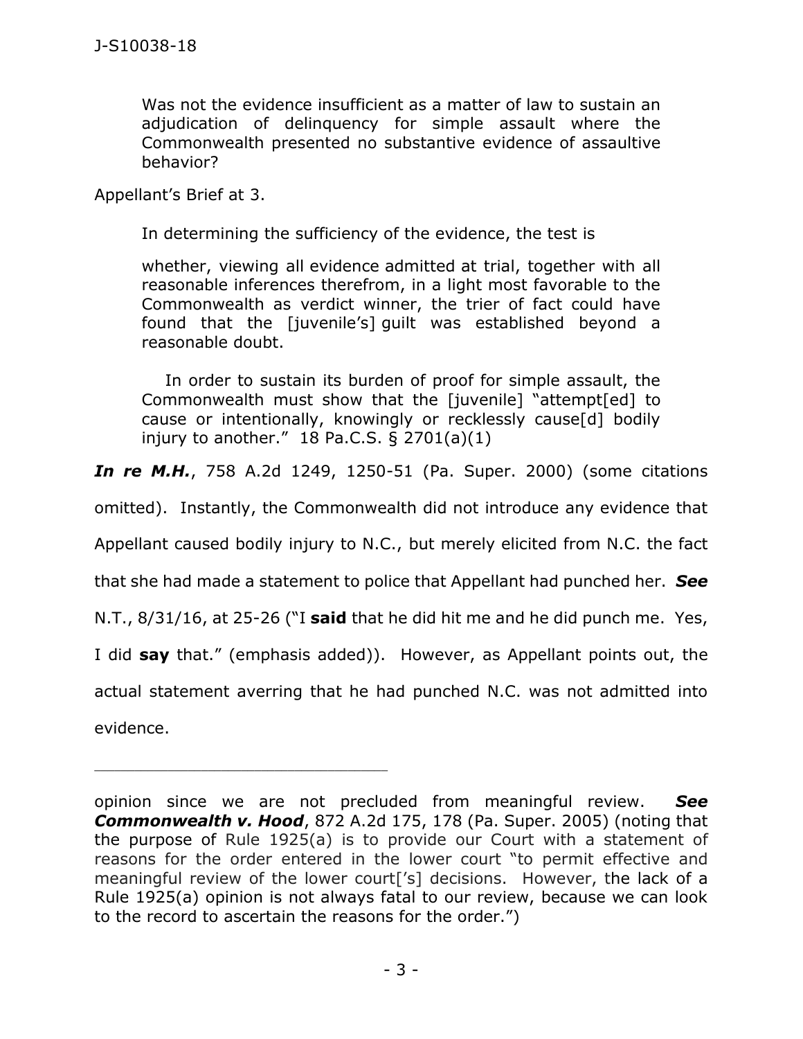> Was not the evidence insufficient as a matter of law to sustain an adjudication of delinquency for simple assault where the Commonwealth presented no substantive evidence of assaultive behavior?

Appellant's Brief at 3.

> In determining the sufficiency of the evidence, the test is
>
> whether, viewing all evidence admitted at trial, together with all reasonable inferences therefrom, in a light most favorable to the Commonwealth as verdict winner, the trier of fact could have found that the [juvenile's] guilt was established beyond a reasonable doubt.
>
> In order to sustain its burden of proof for simple assault, the Commonwealth must show that the [juvenile] "attempt[ed] to cause or intentionally, knowingly or recklessly cause[d] bodily injury to another." 18 Pa.C.S. § 2701(a)(1)

***In re M.H.***, 758 A.2d 1249, 1250-51 (Pa. Super. 2000) (some citations omitted). Instantly, the Commonwealth did not introduce any evidence that Appellant caused bodily injury to N.C., but merely elicited from N.C. the fact that she had made a statement to police that Appellant had punched her. ***See*** N.T., 8/31/16, at 25-26 ("I **said** that he did hit me and he did punch me. Yes, I did **say** that." (emphasis added)). However, as Appellant points out, the actual statement averring that he had punched N.C. was not admitted into evidence.

---

opinion since we are not precluded from meaningful review. ***See Commonwealth v. Hood***, 872 A.2d 175, 178 (Pa. Super. 2005) (noting that the purpose of Rule 1925(a) is to provide our Court with a statement of reasons for the order entered in the lower court "to permit effective and meaningful review of the lower court['s] decisions. However, the lack of a Rule 1925(a) opinion is not always fatal to our review, because we can look to the record to ascertain the reasons for the order.")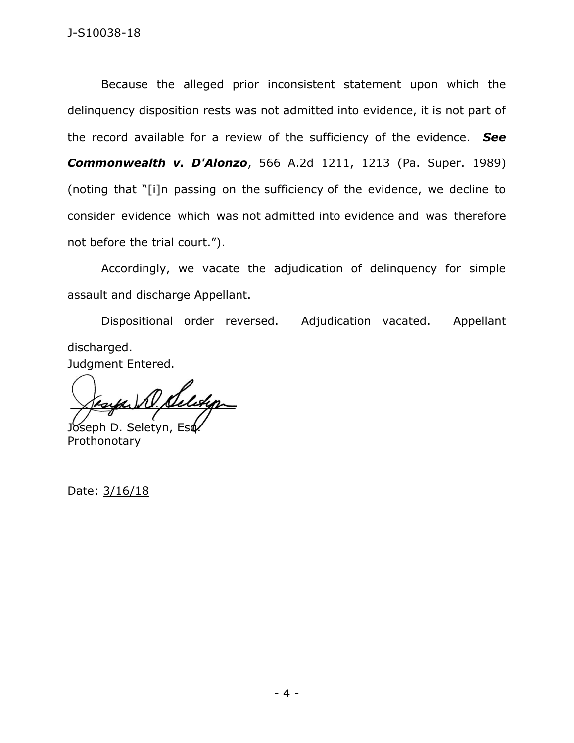Because the alleged prior inconsistent statement upon which the delinquency disposition rests was not admitted into evidence, it is not part of the record available for a review of the sufficiency of the evidence. ***See Commonwealth v. D'Alonzo***, 566 A.2d 1211, 1213 (Pa. Super. 1989) (noting that "[i]n passing on the sufficiency of the evidence, we decline to consider evidence which was not admitted into evidence and was therefore not before the trial court.").

Accordingly, we vacate the adjudication of delinquency for simple assault and discharge Appellant.

Dispositional order reversed. Adjudication vacated. Appellant discharged.

Judgment Entered.

Joseph D. Seletyn, Esq.
Prothonotary

Date: 3/16/18